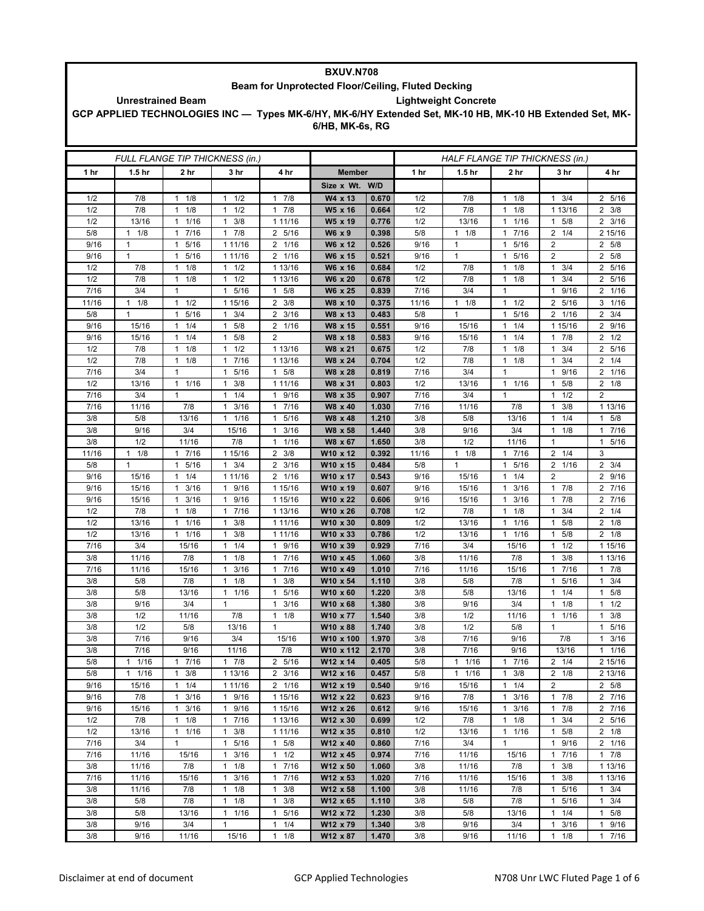# BXUV.N708

## Beam for Unprotected Floor/Ceiling, Fluted Decking

**Unrestrained Beam** — **Lightweight Concrete**

**GCP APPLIED TECHNOLOGIES INC — Types MK-6/HY, MK-6/HY Extended Set, MK-10 HB, MK-10 HB Extended Set, MK-6/HB, MK-6s, RG**

| FULL FLANGE TIP THICKNESS (in.) | | | | | | | HALF FLANGE TIP THICKNESS (in.) | | | | |
|---|---|---|---|---|---|---|---|---|---|---|---|
| 1 hr | 1.5 hr | 2 hr | 3 hr | 4 hr | Member | | 1 hr | 1.5 hr | 2 hr | 3 hr | 4 hr |
| | | | | | Size x Wt. | W/D | | | | | |
| 1/2 | 7/8 | 1 1/8 | 1 1/2 | 1 7/8 | W4 x 13 | 0.670 | 1/2 | 7/8 | 1 1/8 | 1 3/4 | 2 5/16 |
| 1/2 | 7/8 | 1 1/8 | 1 1/2 | 1 7/8 | W5 x 16 | 0.664 | 1/2 | 7/8 | 1 1/8 | 1 13/16 | 2 3/8 |
| 1/2 | 13/16 | 1 1/16 | 1 3/8 | 1 11/16 | W5 x 19 | 0.776 | 1/2 | 13/16 | 1 1/16 | 1 5/8 | 2 3/16 |
| 5/8 | 1 1/8 | 1 7/16 | 1 7/8 | 2 5/16 | W6 x 9 | 0.398 | 5/8 | 1 1/8 | 1 7/16 | 2 1/4 | 2 15/16 |
| 9/16 | 1 | 1 5/16 | 1 11/16 | 2 1/16 | W6 x 12 | 0.526 | 9/16 | 1 | 1 5/16 | 2 | 2 5/8 |
| 9/16 | 1 | 1 5/16 | 1 11/16 | 2 1/16 | W6 x 15 | 0.521 | 9/16 | 1 | 1 5/16 | 2 | 2 5/8 |
| 1/2 | 7/8 | 1 1/8 | 1 1/2 | 1 13/16 | W6 x 16 | 0.684 | 1/2 | 7/8 | 1 1/8 | 1 3/4 | 2 5/16 |
| 1/2 | 7/8 | 1 1/8 | 1 1/2 | 1 13/16 | W6 x 20 | 0.678 | 1/2 | 7/8 | 1 1/8 | 1 3/4 | 2 5/16 |
| 7/16 | 3/4 | 1 | 1 5/16 | 1 5/8 | W6 x 25 | 0.839 | 7/16 | 3/4 | 1 | 1 9/16 | 2 1/16 |
| 11/16 | 1 1/8 | 1 1/2 | 1 15/16 | 2 3/8 | W8 x 10 | 0.375 | 11/16 | 1 1/8 | 1 1/2 | 2 5/16 | 3 1/16 |
| 5/8 | 1 | 1 5/16 | 1 3/4 | 2 3/16 | W8 x 13 | 0.483 | 5/8 | 1 | 1 5/16 | 2 1/16 | 2 3/4 |
| 9/16 | 15/16 | 1 1/4 | 1 5/8 | 2 1/16 | W8 x 15 | 0.551 | 9/16 | 15/16 | 1 1/4 | 1 15/16 | 2 9/16 |
| 9/16 | 15/16 | 1 1/4 | 1 5/8 | 2 | W8 x 18 | 0.583 | 9/16 | 15/16 | 1 1/4 | 1 7/8 | 2 1/2 |
| 1/2 | 7/8 | 1 1/8 | 1 1/2 | 1 13/16 | W8 x 21 | 0.675 | 1/2 | 7/8 | 1 1/8 | 1 3/4 | 2 5/16 |
| 1/2 | 7/8 | 1 1/8 | 1 7/16 | 1 13/16 | W8 x 24 | 0.704 | 1/2 | 7/8 | 1 1/8 | 1 3/4 | 2 1/4 |
| 7/16 | 3/4 | 1 | 1 5/16 | 1 5/8 | W8 x 28 | 0.819 | 7/16 | 3/4 | 1 | 1 9/16 | 2 1/16 |
| 1/2 | 13/16 | 1 1/16 | 1 3/8 | 1 11/16 | W8 x 31 | 0.803 | 1/2 | 13/16 | 1 1/16 | 1 5/8 | 2 1/8 |
| 7/16 | 3/4 | 1 | 1 1/4 | 1 9/16 | W8 x 35 | 0.907 | 7/16 | 3/4 | 1 | 1 1/2 | 2 |
| 7/16 | 11/16 | 7/8 | 1 3/16 | 1 7/16 | W8 x 40 | 1.030 | 7/16 | 11/16 | 7/8 | 1 3/8 | 1 13/16 |
| 3/8 | 5/8 | 13/16 | 1 1/16 | 1 5/16 | W8 x 48 | 1.210 | 3/8 | 5/8 | 13/16 | 1 1/4 | 1 5/8 |
| 3/8 | 9/16 | 3/4 | 15/16 | 1 3/16 | W8 x 58 | 1.440 | 3/8 | 9/16 | 3/4 | 1 1/8 | 1 7/16 |
| 3/8 | 1/2 | 11/16 | 7/8 | 1 1/16 | W8 x 67 | 1.650 | 3/8 | 1/2 | 11/16 | 1 | 1 5/16 |
| 11/16 | 1 1/8 | 1 7/16 | 1 15/16 | 2 3/8 | W10 x 12 | 0.392 | 11/16 | 1 1/8 | 1 7/16 | 2 1/4 | 3 |
| 5/8 | 1 | 1 5/16 | 1 3/4 | 2 3/16 | W10 x 15 | 0.484 | 5/8 | 1 | 1 5/16 | 2 1/16 | 2 3/4 |
| 9/16 | 15/16 | 1 1/4 | 1 11/16 | 2 1/16 | W10 x 17 | 0.543 | 9/16 | 15/16 | 1 1/4 | 2 | 2 9/16 |
| 9/16 | 15/16 | 1 3/16 | 1 9/16 | 1 15/16 | W10 x 19 | 0.607 | 9/16 | 15/16 | 1 3/16 | 1 7/8 | 2 7/16 |
| 9/16 | 15/16 | 1 3/16 | 1 9/16 | 1 15/16 | W10 x 22 | 0.606 | 9/16 | 15/16 | 1 3/16 | 1 7/8 | 2 7/16 |
| 1/2 | 7/8 | 1 1/8 | 1 7/16 | 1 13/16 | W10 x 26 | 0.708 | 1/2 | 7/8 | 1 1/8 | 1 3/4 | 2 1/4 |
| 1/2 | 13/16 | 1 1/16 | 1 3/8 | 1 11/16 | W10 x 30 | 0.809 | 1/2 | 13/16 | 1 1/16 | 1 5/8 | 2 1/8 |
| 1/2 | 13/16 | 1 1/16 | 1 3/8 | 1 11/16 | W10 x 33 | 0.786 | 1/2 | 13/16 | 1 1/16 | 1 5/8 | 2 1/8 |
| 7/16 | 3/4 | 15/16 | 1 1/4 | 1 9/16 | W10 x 39 | 0.929 | 7/16 | 3/4 | 15/16 | 1 1/2 | 1 15/16 |
| 3/8 | 11/16 | 7/8 | 1 1/8 | 1 7/16 | W10 x 45 | 1.060 | 3/8 | 11/16 | 7/8 | 1 3/8 | 1 13/16 |
| 7/16 | 11/16 | 15/16 | 1 3/16 | 1 7/16 | W10 x 49 | 1.010 | 7/16 | 11/16 | 15/16 | 1 7/16 | 1 7/8 |
| 3/8 | 5/8 | 7/8 | 1 1/8 | 1 3/8 | W10 x 54 | 1.110 | 3/8 | 5/8 | 7/8 | 1 5/16 | 1 3/4 |
| 3/8 | 5/8 | 13/16 | 1 1/16 | 1 5/16 | W10 x 60 | 1.220 | 3/8 | 5/8 | 13/16 | 1 1/4 | 1 5/8 |
| 3/8 | 9/16 | 3/4 | 1 | 1 3/16 | W10 x 68 | 1.380 | 3/8 | 9/16 | 3/4 | 1 1/8 | 1 1/2 |
| 3/8 | 1/2 | 11/16 | 7/8 | 1 1/8 | W10 x 77 | 1.540 | 3/8 | 1/2 | 11/16 | 1 1/16 | 1 3/8 |
| 3/8 | 1/2 | 5/8 | 13/16 | 1 | W10 x 88 | 1.740 | 3/8 | 1/2 | 5/8 | 1 | 1 5/16 |
| 3/8 | 7/16 | 9/16 | 3/4 | 15/16 | W10 x 100 | 1.970 | 3/8 | 7/16 | 9/16 | 7/8 | 1 3/16 |
| 3/8 | 7/16 | 9/16 | 11/16 | 7/8 | W10 x 112 | 2.170 | 3/8 | 7/16 | 9/16 | 13/16 | 1 1/16 |
| 5/8 | 1 1/16 | 1 7/16 | 1 7/8 | 2 5/16 | W12 x 14 | 0.405 | 5/8 | 1 1/16 | 1 7/16 | 2 1/4 | 2 15/16 |
| 5/8 | 1 1/16 | 1 3/8 | 1 13/16 | 2 3/16 | W12 x 16 | 0.457 | 5/8 | 1 1/16 | 1 3/8 | 2 1/8 | 2 13/16 |
| 9/16 | 15/16 | 1 1/4 | 1 11/16 | 2 1/16 | W12 x 19 | 0.540 | 9/16 | 15/16 | 1 1/4 | 2 | 2 5/8 |
| 9/16 | 7/8 | 1 3/16 | 1 9/16 | 1 15/16 | W12 x 22 | 0.623 | 9/16 | 7/8 | 1 3/16 | 1 7/8 | 2 7/16 |
| 9/16 | 15/16 | 1 3/16 | 1 9/16 | 1 15/16 | W12 x 26 | 0.612 | 9/16 | 15/16 | 1 3/16 | 1 7/8 | 2 7/16 |
| 1/2 | 7/8 | 1 1/8 | 1 7/16 | 1 13/16 | W12 x 30 | 0.699 | 1/2 | 7/8 | 1 1/8 | 1 3/4 | 2 5/16 |
| 1/2 | 13/16 | 1 1/16 | 1 3/8 | 1 11/16 | W12 x 35 | 0.810 | 1/2 | 13/16 | 1 1/16 | 1 5/8 | 2 1/8 |
| 7/16 | 3/4 | 1 | 1 5/16 | 1 5/8 | W12 x 40 | 0.860 | 7/16 | 3/4 | 1 | 1 9/16 | 2 1/16 |
| 7/16 | 11/16 | 15/16 | 1 3/16 | 1 1/2 | W12 x 45 | 0.974 | 7/16 | 11/16 | 15/16 | 1 7/16 | 1 7/8 |
| 3/8 | 11/16 | 7/8 | 1 1/8 | 1 7/16 | W12 x 50 | 1.060 | 3/8 | 11/16 | 7/8 | 1 3/8 | 1 13/16 |
| 7/16 | 11/16 | 15/16 | 1 3/16 | 1 7/16 | W12 x 53 | 1.020 | 7/16 | 11/16 | 15/16 | 1 3/8 | 1 13/16 |
| 3/8 | 11/16 | 7/8 | 1 1/8 | 1 3/8 | W12 x 58 | 1.100 | 3/8 | 11/16 | 7/8 | 1 5/16 | 1 3/4 |
| 3/8 | 5/8 | 7/8 | 1 1/8 | 1 3/8 | W12 x 65 | 1.110 | 3/8 | 5/8 | 7/8 | 1 5/16 | 1 3/4 |
| 3/8 | 5/8 | 13/16 | 1 1/16 | 1 5/16 | W12 x 72 | 1.230 | 3/8 | 5/8 | 13/16 | 1 1/4 | 1 5/8 |
| 3/8 | 9/16 | 3/4 | 1 | 1 1/4 | W12 x 79 | 1.340 | 3/8 | 9/16 | 3/4 | 1 3/16 | 1 9/16 |
| 3/8 | 9/16 | 11/16 | 15/16 | 1 1/8 | W12 x 87 | 1.470 | 3/8 | 9/16 | 11/16 | 1 1/8 | 1 7/16 |

Disclaimer at end of document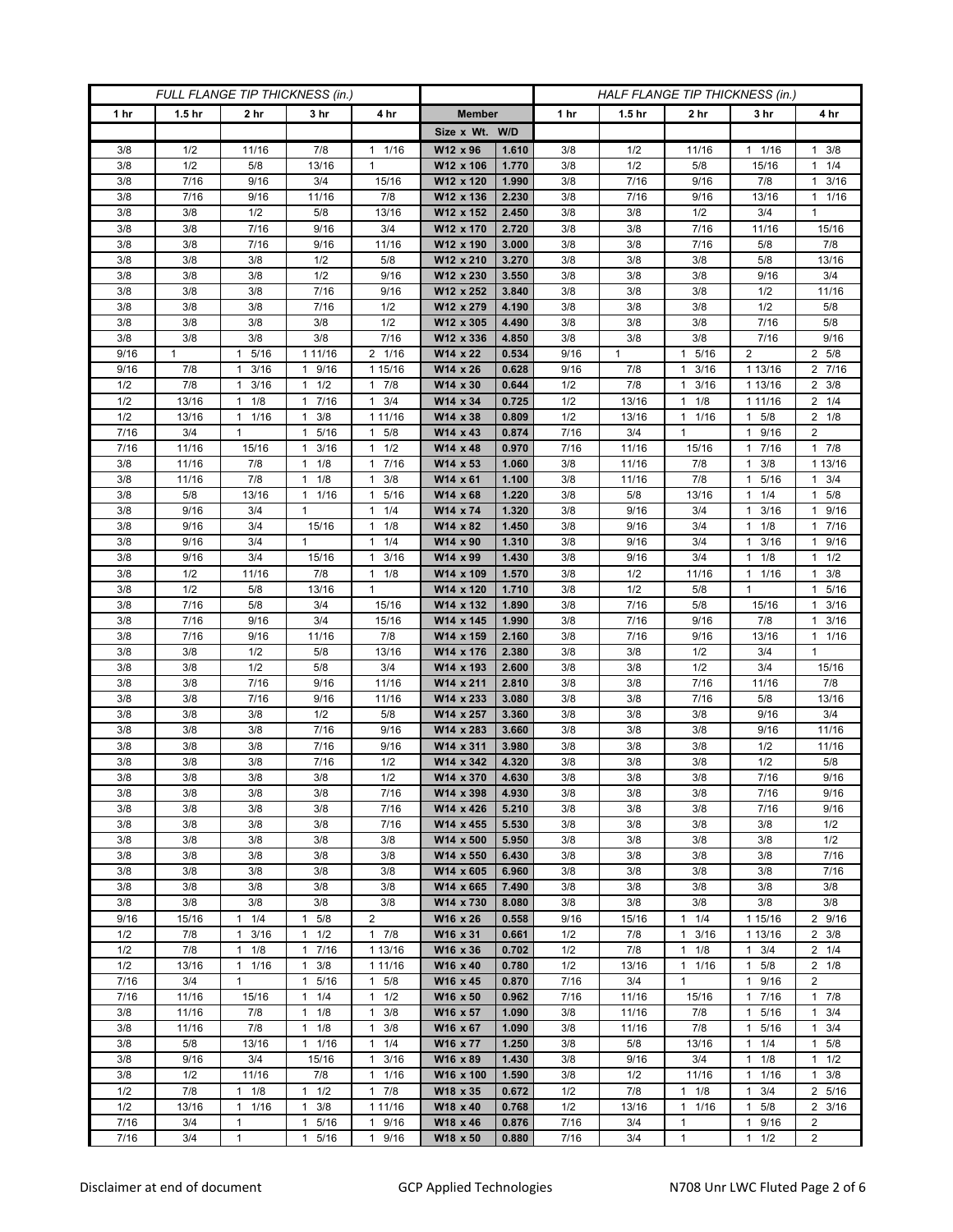| FULL FLANGE TIP THICKNESS (in.) | | | | | | | HALF FLANGE TIP THICKNESS (in.) | | | | |
|---|---|---|---|---|---|---|---|---|---|---|---|
| 1 hr | 1.5 hr | 2 hr | 3 hr | 4 hr | Member | | 1 hr | 1.5 hr | 2 hr | 3 hr | 4 hr |
| | | | | | Size x Wt. | W/D | | | | | |
| 3/8 | 1/2 | 11/16 | 7/8 | 1 1/16 | W12 x 96 | 1.610 | 3/8 | 1/2 | 11/16 | 1 1/16 | 1 3/8 |
| 3/8 | 1/2 | 5/8 | 13/16 | 1 | W12 x 106 | 1.770 | 3/8 | 1/2 | 5/8 | 15/16 | 1 1/4 |
| 3/8 | 7/16 | 9/16 | 3/4 | 15/16 | W12 x 120 | 1.990 | 3/8 | 7/16 | 9/16 | 7/8 | 1 3/16 |
| 3/8 | 7/16 | 9/16 | 11/16 | 7/8 | W12 x 136 | 2.230 | 3/8 | 7/16 | 9/16 | 13/16 | 1 1/16 |
| 3/8 | 3/8 | 1/2 | 5/8 | 13/16 | W12 x 152 | 2.450 | 3/8 | 3/8 | 1/2 | 3/4 | 1 |
| 3/8 | 3/8 | 7/16 | 9/16 | 3/4 | W12 x 170 | 2.720 | 3/8 | 3/8 | 7/16 | 11/16 | 15/16 |
| 3/8 | 3/8 | 7/16 | 9/16 | 11/16 | W12 x 190 | 3.000 | 3/8 | 3/8 | 7/16 | 5/8 | 7/8 |
| 3/8 | 3/8 | 3/8 | 1/2 | 5/8 | W12 x 210 | 3.270 | 3/8 | 3/8 | 3/8 | 5/8 | 13/16 |
| 3/8 | 3/8 | 3/8 | 1/2 | 9/16 | W12 x 230 | 3.550 | 3/8 | 3/8 | 3/8 | 9/16 | 3/4 |
| 3/8 | 3/8 | 3/8 | 7/16 | 9/16 | W12 x 252 | 3.840 | 3/8 | 3/8 | 3/8 | 1/2 | 11/16 |
| 3/8 | 3/8 | 3/8 | 7/16 | 1/2 | W12 x 279 | 4.190 | 3/8 | 3/8 | 3/8 | 1/2 | 5/8 |
| 3/8 | 3/8 | 3/8 | 3/8 | 1/2 | W12 x 305 | 4.490 | 3/8 | 3/8 | 3/8 | 7/16 | 5/8 |
| 3/8 | 3/8 | 3/8 | 3/8 | 7/16 | W12 x 336 | 4.850 | 3/8 | 3/8 | 3/8 | 7/16 | 9/16 |
| 9/16 | 1 | 1 5/16 | 1 11/16 | 2 1/16 | W14 x 22 | 0.534 | 9/16 | 1 | 1 5/16 | 2 | 2 5/8 |
| 9/16 | 7/8 | 1 3/16 | 1 9/16 | 1 15/16 | W14 x 26 | 0.628 | 9/16 | 7/8 | 1 3/16 | 1 13/16 | 2 7/16 |
| 1/2 | 7/8 | 1 3/16 | 1 1/2 | 1 7/8 | W14 x 30 | 0.644 | 1/2 | 7/8 | 1 3/16 | 1 13/16 | 2 3/8 |
| 1/2 | 13/16 | 1 1/8 | 1 7/16 | 1 3/4 | W14 x 34 | 0.725 | 1/2 | 13/16 | 1 1/8 | 1 11/16 | 2 1/4 |
| 1/2 | 13/16 | 1 1/16 | 1 3/8 | 1 11/16 | W14 x 38 | 0.809 | 1/2 | 13/16 | 1 1/16 | 1 5/8 | 2 1/8 |
| 7/16 | 3/4 | 1 | 1 5/16 | 1 5/8 | W14 x 43 | 0.874 | 7/16 | 3/4 | 1 | 1 9/16 | 2 |
| 7/16 | 11/16 | 15/16 | 1 3/16 | 1 1/2 | W14 x 48 | 0.970 | 7/16 | 11/16 | 15/16 | 1 7/16 | 1 7/8 |
| 3/8 | 11/16 | 7/8 | 1 1/8 | 1 7/16 | W14 x 53 | 1.060 | 3/8 | 11/16 | 7/8 | 1 3/8 | 1 13/16 |
| 3/8 | 11/16 | 7/8 | 1 1/8 | 1 3/8 | W14 x 61 | 1.100 | 3/8 | 11/16 | 7/8 | 1 5/16 | 1 3/4 |
| 3/8 | 5/8 | 13/16 | 1 1/16 | 1 5/16 | W14 x 68 | 1.220 | 3/8 | 5/8 | 13/16 | 1 1/4 | 1 5/8 |
| 3/8 | 9/16 | 3/4 | 1 | 1 1/4 | W14 x 74 | 1.320 | 3/8 | 9/16 | 3/4 | 1 3/16 | 1 9/16 |
| 3/8 | 9/16 | 3/4 | 15/16 | 1 1/8 | W14 x 82 | 1.450 | 3/8 | 9/16 | 3/4 | 1 1/8 | 1 7/16 |
| 3/8 | 9/16 | 3/4 | 1 | 1 1/4 | W14 x 90 | 1.310 | 3/8 | 9/16 | 3/4 | 1 3/16 | 1 9/16 |
| 3/8 | 9/16 | 3/4 | 15/16 | 1 3/16 | W14 x 99 | 1.430 | 3/8 | 9/16 | 3/4 | 1 1/8 | 1 1/2 |
| 3/8 | 1/2 | 11/16 | 7/8 | 1 1/8 | W14 x 109 | 1.570 | 3/8 | 1/2 | 11/16 | 1 1/16 | 1 3/8 |
| 3/8 | 1/2 | 5/8 | 13/16 | 1 | W14 x 120 | 1.710 | 3/8 | 1/2 | 5/8 | 1 | 1 5/16 |
| 3/8 | 7/16 | 5/8 | 3/4 | 15/16 | W14 x 132 | 1.890 | 3/8 | 7/16 | 5/8 | 15/16 | 1 3/16 |
| 3/8 | 7/16 | 9/16 | 3/4 | 15/16 | W14 x 145 | 1.990 | 3/8 | 7/16 | 9/16 | 7/8 | 1 3/16 |
| 3/8 | 7/16 | 9/16 | 11/16 | 7/8 | W14 x 159 | 2.160 | 3/8 | 7/16 | 9/16 | 13/16 | 1 1/16 |
| 3/8 | 3/8 | 1/2 | 5/8 | 13/16 | W14 x 176 | 2.380 | 3/8 | 3/8 | 1/2 | 3/4 | 1 |
| 3/8 | 3/8 | 1/2 | 5/8 | 3/4 | W14 x 193 | 2.600 | 3/8 | 3/8 | 1/2 | 3/4 | 15/16 |
| 3/8 | 3/8 | 7/16 | 9/16 | 11/16 | W14 x 211 | 2.810 | 3/8 | 3/8 | 7/16 | 11/16 | 7/8 |
| 3/8 | 3/8 | 7/16 | 9/16 | 11/16 | W14 x 233 | 3.080 | 3/8 | 3/8 | 7/16 | 5/8 | 13/16 |
| 3/8 | 3/8 | 3/8 | 1/2 | 5/8 | W14 x 257 | 3.360 | 3/8 | 3/8 | 3/8 | 9/16 | 3/4 |
| 3/8 | 3/8 | 3/8 | 7/16 | 9/16 | W14 x 283 | 3.660 | 3/8 | 3/8 | 3/8 | 9/16 | 11/16 |
| 3/8 | 3/8 | 3/8 | 7/16 | 9/16 | W14 x 311 | 3.980 | 3/8 | 3/8 | 3/8 | 1/2 | 11/16 |
| 3/8 | 3/8 | 3/8 | 7/16 | 1/2 | W14 x 342 | 4.320 | 3/8 | 3/8 | 3/8 | 1/2 | 5/8 |
| 3/8 | 3/8 | 3/8 | 3/8 | 1/2 | W14 x 370 | 4.630 | 3/8 | 3/8 | 3/8 | 7/16 | 9/16 |
| 3/8 | 3/8 | 3/8 | 3/8 | 7/16 | W14 x 398 | 4.930 | 3/8 | 3/8 | 3/8 | 7/16 | 9/16 |
| 3/8 | 3/8 | 3/8 | 3/8 | 7/16 | W14 x 426 | 5.210 | 3/8 | 3/8 | 3/8 | 7/16 | 9/16 |
| 3/8 | 3/8 | 3/8 | 3/8 | 7/16 | W14 x 455 | 5.530 | 3/8 | 3/8 | 3/8 | 3/8 | 1/2 |
| 3/8 | 3/8 | 3/8 | 3/8 | 3/8 | W14 x 500 | 5.950 | 3/8 | 3/8 | 3/8 | 3/8 | 1/2 |
| 3/8 | 3/8 | 3/8 | 3/8 | 3/8 | W14 x 550 | 6.430 | 3/8 | 3/8 | 3/8 | 3/8 | 7/16 |
| 3/8 | 3/8 | 3/8 | 3/8 | 3/8 | W14 x 605 | 6.960 | 3/8 | 3/8 | 3/8 | 3/8 | 7/16 |
| 3/8 | 3/8 | 3/8 | 3/8 | 3/8 | W14 x 665 | 7.490 | 3/8 | 3/8 | 3/8 | 3/8 | 3/8 |
| 3/8 | 3/8 | 3/8 | 3/8 | 3/8 | W14 x 730 | 8.080 | 3/8 | 3/8 | 3/8 | 3/8 | 3/8 |
| 9/16 | 15/16 | 1 1/4 | 1 5/8 | 2 | W16 x 26 | 0.558 | 9/16 | 15/16 | 1 1/4 | 1 15/16 | 2 9/16 |
| 1/2 | 7/8 | 1 3/16 | 1 1/2 | 1 7/8 | W16 x 31 | 0.661 | 1/2 | 7/8 | 1 3/16 | 1 13/16 | 2 3/8 |
| 1/2 | 7/8 | 1 1/8 | 1 7/16 | 1 13/16 | W16 x 36 | 0.702 | 1/2 | 7/8 | 1 1/8 | 1 3/4 | 2 1/4 |
| 1/2 | 13/16 | 1 1/16 | 1 3/8 | 1 11/16 | W16 x 40 | 0.780 | 1/2 | 13/16 | 1 1/16 | 1 5/8 | 2 1/8 |
| 7/16 | 3/4 | 1 | 1 5/16 | 1 5/8 | W16 x 45 | 0.870 | 7/16 | 3/4 | 1 | 1 9/16 | 2 |
| 7/16 | 11/16 | 15/16 | 1 1/4 | 1 1/2 | W16 x 50 | 0.962 | 7/16 | 11/16 | 15/16 | 1 7/16 | 1 7/8 |
| 3/8 | 11/16 | 7/8 | 1 1/8 | 1 3/8 | W16 x 57 | 1.090 | 3/8 | 11/16 | 7/8 | 1 5/16 | 1 3/4 |
| 3/8 | 11/16 | 7/8 | 1 1/8 | 1 3/8 | W16 x 67 | 1.090 | 3/8 | 11/16 | 7/8 | 1 5/16 | 1 3/4 |
| 3/8 | 5/8 | 13/16 | 1 1/16 | 1 1/4 | W16 x 77 | 1.250 | 3/8 | 5/8 | 13/16 | 1 1/4 | 1 5/8 |
| 3/8 | 9/16 | 3/4 | 15/16 | 1 3/16 | W16 x 89 | 1.430 | 3/8 | 9/16 | 3/4 | 1 1/8 | 1 1/2 |
| 3/8 | 1/2 | 11/16 | 7/8 | 1 1/16 | W16 x 100 | 1.590 | 3/8 | 1/2 | 11/16 | 1 1/16 | 1 3/8 |
| 1/2 | 7/8 | 1 1/8 | 1 1/2 | 1 7/8 | W18 x 35 | 0.672 | 1/2 | 7/8 | 1 1/8 | 1 3/4 | 2 5/16 |
| 1/2 | 13/16 | 1 1/16 | 1 3/8 | 1 11/16 | W18 x 40 | 0.768 | 1/2 | 13/16 | 1 1/16 | 1 5/8 | 2 3/16 |
| 7/16 | 3/4 | 1 | 1 5/16 | 1 9/16 | W18 x 46 | 0.876 | 7/16 | 3/4 | 1 | 1 9/16 | 2 |
| 7/16 | 3/4 | 1 | 1 5/16 | 1 9/16 | W18 x 50 | 0.880 | 7/16 | 3/4 | 1 | 1 1/2 | 2 |

Disclaimer at end of document GCP Applied Technologies N708 Unr LWC Fluted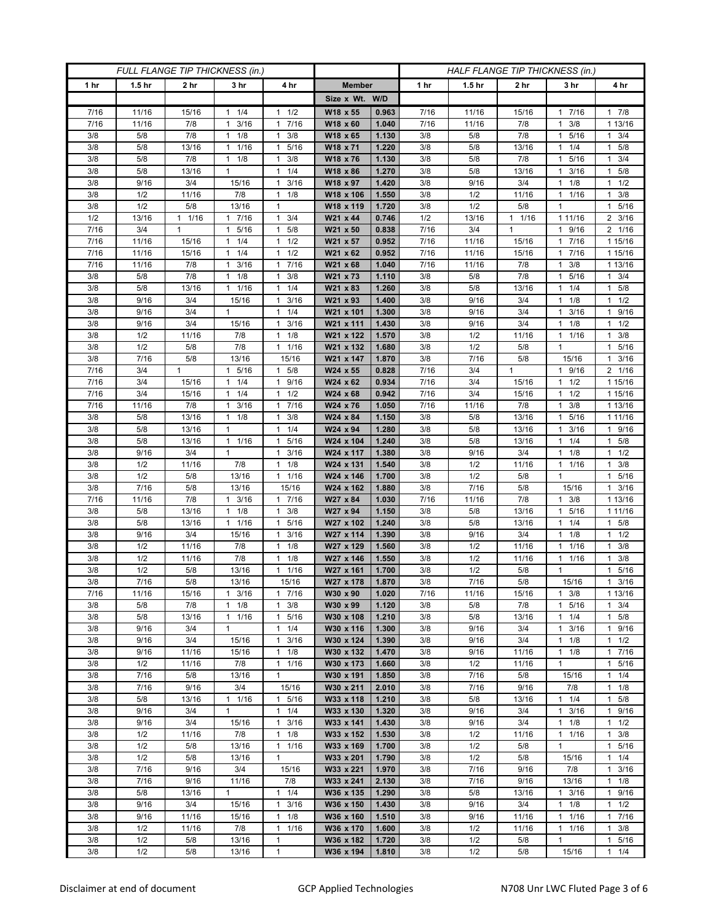| FULL FLANGE TIP THICKNESS (in.) | | | | | | | HALF FLANGE TIP THICKNESS (in.) | | | | |
|---|---|---|---|---|---|---|---|---|---|---|---|
| 1 hr | 1.5 hr | 2 hr | 3 hr | 4 hr | Member | | 1 hr | 1.5 hr | 2 hr | 3 hr | 4 hr |
| | | | | | Size x Wt. | W/D | | | | | |
| 7/16 | 11/16 | 15/16 | 1 1/4 | 1 1/2 | W18 x 55 | 0.963 | 7/16 | 11/16 | 15/16 | 1 7/16 | 1 7/8 |
| 7/16 | 11/16 | 7/8 | 1 3/16 | 1 7/16 | W18 x 60 | 1.040 | 7/16 | 11/16 | 7/8 | 1 3/8 | 1 13/16 |
| 3/8 | 5/8 | 7/8 | 1 1/8 | 1 3/8 | W18 x 65 | 1.130 | 3/8 | 5/8 | 7/8 | 1 5/16 | 1 3/4 |
| 3/8 | 5/8 | 13/16 | 1 1/16 | 1 5/16 | W18 x 71 | 1.220 | 3/8 | 5/8 | 13/16 | 1 1/4 | 1 5/8 |
| 3/8 | 5/8 | 7/8 | 1 1/8 | 1 3/8 | W18 x 76 | 1.130 | 3/8 | 5/8 | 7/8 | 1 5/16 | 1 3/4 |
| 3/8 | 5/8 | 13/16 | 1 | 1 1/4 | W18 x 86 | 1.270 | 3/8 | 5/8 | 13/16 | 1 3/16 | 1 5/8 |
| 3/8 | 9/16 | 3/4 | 15/16 | 1 3/16 | W18 x 97 | 1.420 | 3/8 | 9/16 | 3/4 | 1 1/8 | 1 1/2 |
| 3/8 | 1/2 | 11/16 | 7/8 | 1 1/8 | W18 x 106 | 1.550 | 3/8 | 1/2 | 11/16 | 1 1/16 | 1 3/8 |
| 3/8 | 1/2 | 5/8 | 13/16 | 1 | W18 x 119 | 1.720 | 3/8 | 1/2 | 5/8 | 1 | 1 5/16 |
| 1/2 | 13/16 | 1 1/16 | 1 7/16 | 1 3/4 | W21 x 44 | 0.746 | 1/2 | 13/16 | 1 1/16 | 1 11/16 | 2 3/16 |
| 7/16 | 3/4 | 1 | 1 5/16 | 1 5/8 | W21 x 50 | 0.838 | 7/16 | 3/4 | 1 | 1 9/16 | 2 1/16 |
| 7/16 | 11/16 | 15/16 | 1 1/4 | 1 1/2 | W21 x 57 | 0.952 | 7/16 | 11/16 | 15/16 | 1 7/16 | 1 15/16 |
| 7/16 | 11/16 | 15/16 | 1 1/4 | 1 1/2 | W21 x 62 | 0.952 | 7/16 | 11/16 | 15/16 | 1 7/16 | 1 15/16 |
| 7/16 | 11/16 | 7/8 | 1 3/16 | 1 7/16 | W21 x 68 | 1.040 | 7/16 | 11/16 | 7/8 | 1 3/8 | 1 13/16 |
| 3/8 | 5/8 | 7/8 | 1 1/8 | 1 3/8 | W21 x 73 | 1.110 | 3/8 | 5/8 | 7/8 | 1 5/16 | 1 3/4 |
| 3/8 | 5/8 | 13/16 | 1 1/16 | 1 1/4 | W21 x 83 | 1.260 | 3/8 | 5/8 | 13/16 | 1 1/4 | 1 5/8 |
| 3/8 | 9/16 | 3/4 | 15/16 | 1 3/16 | W21 x 93 | 1.400 | 3/8 | 9/16 | 3/4 | 1 1/8 | 1 1/2 |
| 3/8 | 9/16 | 3/4 | 1 | 1 1/4 | W21 x 101 | 1.300 | 3/8 | 9/16 | 3/4 | 1 3/16 | 1 9/16 |
| 3/8 | 9/16 | 3/4 | 15/16 | 1 3/16 | W21 x 111 | 1.430 | 3/8 | 9/16 | 3/4 | 1 1/8 | 1 1/2 |
| 3/8 | 1/2 | 11/16 | 7/8 | 1 1/8 | W21 x 122 | 1.570 | 3/8 | 1/2 | 11/16 | 1 1/16 | 1 3/8 |
| 3/8 | 1/2 | 5/8 | 7/8 | 1 1/16 | W21 x 132 | 1.680 | 3/8 | 1/2 | 5/8 | 1 | 1 5/16 |
| 3/8 | 7/16 | 5/8 | 13/16 | 15/16 | W21 x 147 | 1.870 | 3/8 | 7/16 | 5/8 | 15/16 | 1 3/16 |
| 7/16 | 3/4 | 1 | 1 5/16 | 1 5/8 | W24 x 55 | 0.828 | 7/16 | 3/4 | 1 | 1 9/16 | 2 1/16 |
| 7/16 | 3/4 | 15/16 | 1 1/4 | 1 9/16 | W24 x 62 | 0.934 | 7/16 | 3/4 | 15/16 | 1 1/2 | 1 15/16 |
| 7/16 | 3/4 | 15/16 | 1 1/4 | 1 1/2 | W24 x 68 | 0.942 | 7/16 | 3/4 | 15/16 | 1 1/2 | 1 15/16 |
| 7/16 | 11/16 | 7/8 | 1 3/16 | 1 7/16 | W24 x 76 | 1.050 | 7/16 | 11/16 | 7/8 | 1 3/8 | 1 13/16 |
| 3/8 | 5/8 | 13/16 | 1 1/8 | 1 3/8 | W24 x 84 | 1.150 | 3/8 | 5/8 | 13/16 | 1 5/16 | 1 11/16 |
| 3/8 | 5/8 | 13/16 | 1 | 1 1/4 | W24 x 94 | 1.280 | 3/8 | 5/8 | 13/16 | 1 3/16 | 1 9/16 |
| 3/8 | 5/8 | 13/16 | 1 1/16 | 1 5/16 | W24 x 104 | 1.240 | 3/8 | 5/8 | 13/16 | 1 1/4 | 1 5/8 |
| 3/8 | 9/16 | 3/4 | 1 | 1 3/16 | W24 x 117 | 1.380 | 3/8 | 9/16 | 3/4 | 1 1/8 | 1 1/2 |
| 3/8 | 1/2 | 11/16 | 7/8 | 1 1/8 | W24 x 131 | 1.540 | 3/8 | 1/2 | 11/16 | 1 1/16 | 1 3/8 |
| 3/8 | 1/2 | 5/8 | 13/16 | 1 1/16 | W24 x 146 | 1.700 | 3/8 | 1/2 | 5/8 | 1 | 1 5/16 |
| 3/8 | 7/16 | 5/8 | 13/16 | 15/16 | W24 x 162 | 1.880 | 3/8 | 7/16 | 5/8 | 15/16 | 1 3/16 |
| 7/16 | 11/16 | 7/8 | 1 3/16 | 1 7/16 | W27 x 84 | 1.030 | 7/16 | 11/16 | 7/8 | 1 3/8 | 1 13/16 |
| 3/8 | 5/8 | 13/16 | 1 1/8 | 1 3/8 | W27 x 94 | 1.150 | 3/8 | 5/8 | 13/16 | 1 5/16 | 1 11/16 |
| 3/8 | 5/8 | 13/16 | 1 1/16 | 1 5/16 | W27 x 102 | 1.240 | 3/8 | 5/8 | 13/16 | 1 1/4 | 1 5/8 |
| 3/8 | 9/16 | 3/4 | 15/16 | 1 3/16 | W27 x 114 | 1.390 | 3/8 | 9/16 | 3/4 | 1 1/8 | 1 1/2 |
| 3/8 | 1/2 | 11/16 | 7/8 | 1 1/8 | W27 x 129 | 1.560 | 3/8 | 1/2 | 11/16 | 1 1/16 | 1 3/8 |
| 3/8 | 1/2 | 11/16 | 7/8 | 1 1/8 | W27 x 146 | 1.550 | 3/8 | 1/2 | 11/16 | 1 1/16 | 1 3/8 |
| 3/8 | 1/2 | 5/8 | 13/16 | 1 1/16 | W27 x 161 | 1.700 | 3/8 | 1/2 | 5/8 | 1 | 1 5/16 |
| 3/8 | 7/16 | 5/8 | 13/16 | 15/16 | W27 x 178 | 1.870 | 3/8 | 7/16 | 5/8 | 15/16 | 1 3/16 |
| 7/16 | 11/16 | 15/16 | 1 3/16 | 1 7/16 | W30 x 90 | 1.020 | 7/16 | 11/16 | 15/16 | 1 3/8 | 1 13/16 |
| 3/8 | 5/8 | 7/8 | 1 1/8 | 1 3/8 | W30 x 99 | 1.120 | 3/8 | 5/8 | 7/8 | 1 5/16 | 1 3/4 |
| 3/8 | 5/8 | 13/16 | 1 1/16 | 1 5/16 | W30 x 108 | 1.210 | 3/8 | 5/8 | 13/16 | 1 1/4 | 1 5/8 |
| 3/8 | 9/16 | 3/4 | 1 | 1 1/4 | W30 x 116 | 1.300 | 3/8 | 9/16 | 3/4 | 1 3/16 | 1 9/16 |
| 3/8 | 9/16 | 3/4 | 15/16 | 1 3/16 | W30 x 124 | 1.390 | 3/8 | 9/16 | 3/4 | 1 1/8 | 1 1/2 |
| 3/8 | 9/16 | 11/16 | 15/16 | 1 1/8 | W30 x 132 | 1.470 | 3/8 | 9/16 | 11/16 | 1 1/8 | 1 7/16 |
| 3/8 | 1/2 | 11/16 | 7/8 | 1 1/16 | W30 x 173 | 1.660 | 3/8 | 1/2 | 11/16 | 1 | 1 5/16 |
| 3/8 | 7/16 | 5/8 | 13/16 | 1 | W30 x 191 | 1.850 | 3/8 | 7/16 | 5/8 | 15/16 | 1 1/4 |
| 3/8 | 7/16 | 9/16 | 3/4 | 15/16 | W30 x 211 | 2.010 | 3/8 | 7/16 | 9/16 | 7/8 | 1 1/8 |
| 3/8 | 5/8 | 13/16 | 1 1/16 | 1 5/16 | W33 x 118 | 1.210 | 3/8 | 5/8 | 13/16 | 1 1/4 | 1 5/8 |
| 3/8 | 9/16 | 3/4 | 1 | 1 1/4 | W33 x 130 | 1.320 | 3/8 | 9/16 | 3/4 | 1 3/16 | 1 9/16 |
| 3/8 | 9/16 | 3/4 | 15/16 | 1 3/16 | W33 x 141 | 1.430 | 3/8 | 9/16 | 3/4 | 1 1/8 | 1 1/2 |
| 3/8 | 1/2 | 11/16 | 7/8 | 1 1/8 | W33 x 152 | 1.530 | 3/8 | 1/2 | 11/16 | 1 1/16 | 1 3/8 |
| 3/8 | 1/2 | 5/8 | 13/16 | 1 1/16 | W33 x 169 | 1.700 | 3/8 | 1/2 | 5/8 | 1 | 1 5/16 |
| 3/8 | 1/2 | 5/8 | 13/16 | 1 | W33 x 201 | 1.790 | 3/8 | 1/2 | 5/8 | 15/16 | 1 1/4 |
| 3/8 | 7/16 | 9/16 | 3/4 | 15/16 | W33 x 221 | 1.970 | 3/8 | 7/16 | 9/16 | 7/8 | 1 3/16 |
| 3/8 | 7/16 | 9/16 | 11/16 | 7/8 | W33 x 241 | 2.130 | 3/8 | 7/16 | 9/16 | 13/16 | 1 1/8 |
| 3/8 | 5/8 | 13/16 | 1 | 1 1/4 | W36 x 135 | 1.290 | 3/8 | 5/8 | 13/16 | 1 3/16 | 1 9/16 |
| 3/8 | 9/16 | 3/4 | 15/16 | 1 3/16 | W36 x 150 | 1.430 | 3/8 | 9/16 | 3/4 | 1 1/8 | 1 1/2 |
| 3/8 | 9/16 | 11/16 | 15/16 | 1 1/8 | W36 x 160 | 1.510 | 3/8 | 9/16 | 11/16 | 1 1/16 | 1 7/16 |
| 3/8 | 1/2 | 11/16 | 7/8 | 1 1/16 | W36 x 170 | 1.600 | 3/8 | 1/2 | 11/16 | 1 1/16 | 1 3/8 |
| 3/8 | 1/2 | 5/8 | 13/16 | 1 | W36 x 182 | 1.720 | 3/8 | 1/2 | 5/8 | 1 | 1 5/16 |
| 3/8 | 1/2 | 5/8 | 13/16 | 1 | W36 x 194 | 1.810 | 3/8 | 1/2 | 5/8 | 15/16 | 1 1/4 |

Disclaimer at end of document GCP Applied Technologies N708 Unr LWC Fluted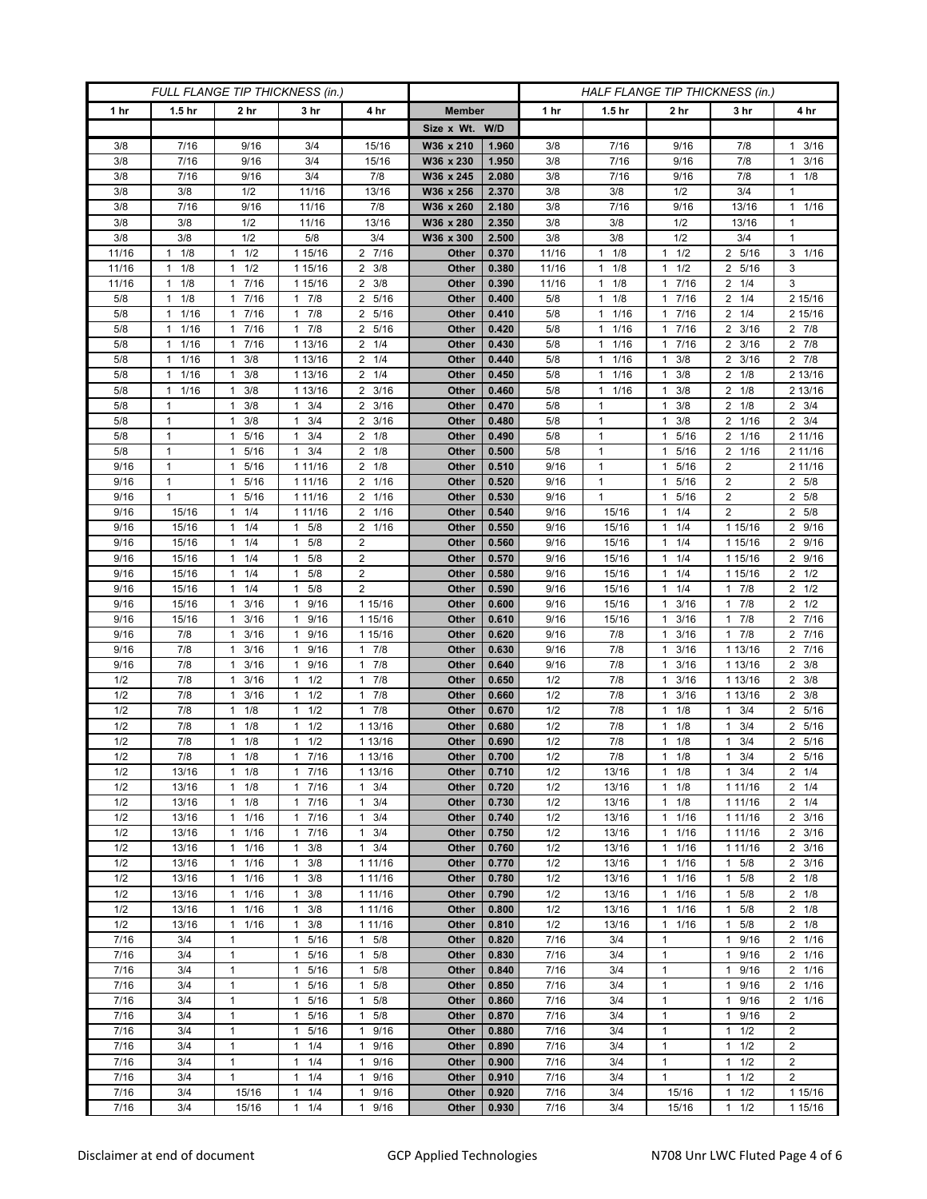| FULL FLANGE TIP THICKNESS (in.) | | | | | | | HALF FLANGE TIP THICKNESS (in.) | | | | |
|---|---|---|---|---|---|---|---|---|---|---|---|
| 1 hr | 1.5 hr | 2 hr | 3 hr | 4 hr | Member | | 1 hr | 1.5 hr | 2 hr | 3 hr | 4 hr |
| | | | | | Size x Wt. | W/D | | | | | |
| 3/8 | 7/16 | 9/16 | 3/4 | 15/16 | W36 x 210 | 1.960 | 3/8 | 7/16 | 9/16 | 7/8 | 1 3/16 |
| 3/8 | 7/16 | 9/16 | 3/4 | 15/16 | W36 x 230 | 1.950 | 3/8 | 7/16 | 9/16 | 7/8 | 1 3/16 |
| 3/8 | 7/16 | 9/16 | 3/4 | 7/8 | W36 x 245 | 2.080 | 3/8 | 7/16 | 9/16 | 7/8 | 1 1/8 |
| 3/8 | 3/8 | 1/2 | 11/16 | 13/16 | W36 x 256 | 2.370 | 3/8 | 3/8 | 1/2 | 3/4 | 1 |
| 3/8 | 7/16 | 9/16 | 11/16 | 7/8 | W36 x 260 | 2.180 | 3/8 | 7/16 | 9/16 | 13/16 | 1 1/16 |
| 3/8 | 3/8 | 1/2 | 11/16 | 13/16 | W36 x 280 | 2.350 | 3/8 | 3/8 | 1/2 | 13/16 | 1 |
| 3/8 | 3/8 | 1/2 | 5/8 | 3/4 | W36 x 300 | 2.500 | 3/8 | 3/8 | 1/2 | 3/4 | 1 |
| 11/16 | 1 1/8 | 1 1/2 | 1 15/16 | 2 7/16 | Other | 0.370 | 11/16 | 1 1/8 | 1 1/2 | 2 5/16 | 3 1/16 |
| 11/16 | 1 1/8 | 1 1/2 | 1 15/16 | 2 3/8 | Other | 0.380 | 11/16 | 1 1/8 | 1 1/2 | 2 5/16 | 3 |
| 11/16 | 1 1/8 | 1 7/16 | 1 15/16 | 2 3/8 | Other | 0.390 | 11/16 | 1 1/8 | 1 7/16 | 2 1/4 | 3 |
| 5/8 | 1 1/8 | 1 7/16 | 1 7/8 | 2 5/16 | Other | 0.400 | 5/8 | 1 1/8 | 1 7/16 | 2 1/4 | 2 15/16 |
| 5/8 | 1 1/16 | 1 7/16 | 1 7/8 | 2 5/16 | Other | 0.410 | 5/8 | 1 1/16 | 1 7/16 | 2 1/4 | 2 15/16 |
| 5/8 | 1 1/16 | 1 7/16 | 1 7/8 | 2 5/16 | Other | 0.420 | 5/8 | 1 1/16 | 1 7/16 | 2 3/16 | 2 7/8 |
| 5/8 | 1 1/16 | 1 7/16 | 1 13/16 | 2 1/4 | Other | 0.430 | 5/8 | 1 1/16 | 1 7/16 | 2 3/16 | 2 7/8 |
| 5/8 | 1 1/16 | 1 3/8 | 1 13/16 | 2 1/4 | Other | 0.440 | 5/8 | 1 1/16 | 1 3/8 | 2 3/16 | 2 7/8 |
| 5/8 | 1 1/16 | 1 3/8 | 1 13/16 | 2 1/4 | Other | 0.450 | 5/8 | 1 1/16 | 1 3/8 | 2 1/8 | 2 13/16 |
| 5/8 | 1 1/16 | 1 3/8 | 1 13/16 | 2 3/16 | Other | 0.460 | 5/8 | 1 1/16 | 1 3/8 | 2 1/8 | 2 13/16 |
| 5/8 | 1 | 1 3/8 | 1 3/4 | 2 3/16 | Other | 0.470 | 5/8 | 1 | 1 3/8 | 2 1/8 | 2 3/4 |
| 5/8 | 1 | 1 3/8 | 1 3/4 | 2 3/16 | Other | 0.480 | 5/8 | 1 | 1 3/8 | 2 1/16 | 2 3/4 |
| 5/8 | 1 | 1 5/16 | 1 3/4 | 2 1/8 | Other | 0.490 | 5/8 | 1 | 1 5/16 | 2 1/16 | 2 11/16 |
| 5/8 | 1 | 1 5/16 | 1 3/4 | 2 1/8 | Other | 0.500 | 5/8 | 1 | 1 5/16 | 2 1/16 | 2 11/16 |
| 9/16 | 1 | 1 5/16 | 1 11/16 | 2 1/8 | Other | 0.510 | 9/16 | 1 | 1 5/16 | 2 | 2 11/16 |
| 9/16 | 1 | 1 5/16 | 1 11/16 | 2 1/16 | Other | 0.520 | 9/16 | 1 | 1 5/16 | 2 | 2 5/8 |
| 9/16 | 1 | 1 5/16 | 1 11/16 | 2 1/16 | Other | 0.530 | 9/16 | 1 | 1 5/16 | 2 | 2 5/8 |
| 9/16 | 15/16 | 1 1/4 | 1 11/16 | 2 1/16 | Other | 0.540 | 9/16 | 15/16 | 1 1/4 | 2 | 2 5/8 |
| 9/16 | 15/16 | 1 1/4 | 1 5/8 | 2 1/16 | Other | 0.550 | 9/16 | 15/16 | 1 1/4 | 1 15/16 | 2 9/16 |
| 9/16 | 15/16 | 1 1/4 | 1 5/8 | 2 | Other | 0.560 | 9/16 | 15/16 | 1 1/4 | 1 15/16 | 2 9/16 |
| 9/16 | 15/16 | 1 1/4 | 1 5/8 | 2 | Other | 0.570 | 9/16 | 15/16 | 1 1/4 | 1 15/16 | 2 9/16 |
| 9/16 | 15/16 | 1 1/4 | 1 5/8 | 2 | Other | 0.580 | 9/16 | 15/16 | 1 1/4 | 1 15/16 | 2 1/2 |
| 9/16 | 15/16 | 1 1/4 | 1 5/8 | 2 | Other | 0.590 | 9/16 | 15/16 | 1 1/4 | 1 7/8 | 2 1/2 |
| 9/16 | 15/16 | 1 3/16 | 1 9/16 | 1 15/16 | Other | 0.600 | 9/16 | 15/16 | 1 3/16 | 1 7/8 | 2 1/2 |
| 9/16 | 15/16 | 1 3/16 | 1 9/16 | 1 15/16 | Other | 0.610 | 9/16 | 15/16 | 1 3/16 | 1 7/8 | 2 7/16 |
| 9/16 | 7/8 | 1 3/16 | 1 9/16 | 1 15/16 | Other | 0.620 | 9/16 | 7/8 | 1 3/16 | 1 7/8 | 2 7/16 |
| 9/16 | 7/8 | 1 3/16 | 1 9/16 | 1 7/8 | Other | 0.630 | 9/16 | 7/8 | 1 3/16 | 1 13/16 | 2 7/16 |
| 9/16 | 7/8 | 1 3/16 | 1 9/16 | 1 7/8 | Other | 0.640 | 9/16 | 7/8 | 1 3/16 | 1 13/16 | 2 3/8 |
| 1/2 | 7/8 | 1 3/16 | 1 1/2 | 1 7/8 | Other | 0.650 | 1/2 | 7/8 | 1 3/16 | 1 13/16 | 2 3/8 |
| 1/2 | 7/8 | 1 3/16 | 1 1/2 | 1 7/8 | Other | 0.660 | 1/2 | 7/8 | 1 3/16 | 1 13/16 | 2 3/8 |
| 1/2 | 7/8 | 1 1/8 | 1 1/2 | 1 7/8 | Other | 0.670 | 1/2 | 7/8 | 1 1/8 | 1 3/4 | 2 5/16 |
| 1/2 | 7/8 | 1 1/8 | 1 1/2 | 1 13/16 | Other | 0.680 | 1/2 | 7/8 | 1 1/8 | 1 3/4 | 2 5/16 |
| 1/2 | 7/8 | 1 1/8 | 1 1/2 | 1 13/16 | Other | 0.690 | 1/2 | 7/8 | 1 1/8 | 1 3/4 | 2 5/16 |
| 1/2 | 7/8 | 1 1/8 | 1 7/16 | 1 13/16 | Other | 0.700 | 1/2 | 7/8 | 1 1/8 | 1 3/4 | 2 5/16 |
| 1/2 | 13/16 | 1 1/8 | 1 7/16 | 1 13/16 | Other | 0.710 | 1/2 | 13/16 | 1 1/8 | 1 3/4 | 2 1/4 |
| 1/2 | 13/16 | 1 1/8 | 1 7/16 | 1 3/4 | Other | 0.720 | 1/2 | 13/16 | 1 1/8 | 1 11/16 | 2 1/4 |
| 1/2 | 13/16 | 1 1/8 | 1 7/16 | 1 3/4 | Other | 0.730 | 1/2 | 13/16 | 1 1/8 | 1 11/16 | 2 1/4 |
| 1/2 | 13/16 | 1 1/16 | 1 7/16 | 1 3/4 | Other | 0.740 | 1/2 | 13/16 | 1 1/16 | 1 11/16 | 2 3/16 |
| 1/2 | 13/16 | 1 1/16 | 1 7/16 | 1 3/4 | Other | 0.750 | 1/2 | 13/16 | 1 1/16 | 1 11/16 | 2 3/16 |
| 1/2 | 13/16 | 1 1/16 | 1 3/8 | 1 3/4 | Other | 0.760 | 1/2 | 13/16 | 1 1/16 | 1 11/16 | 2 3/16 |
| 1/2 | 13/16 | 1 1/16 | 1 3/8 | 1 11/16 | Other | 0.770 | 1/2 | 13/16 | 1 1/16 | 1 5/8 | 2 3/16 |
| 1/2 | 13/16 | 1 1/16 | 1 3/8 | 1 11/16 | Other | 0.780 | 1/2 | 13/16 | 1 1/16 | 1 5/8 | 2 1/8 |
| 1/2 | 13/16 | 1 1/16 | 1 3/8 | 1 11/16 | Other | 0.790 | 1/2 | 13/16 | 1 1/16 | 1 5/8 | 2 1/8 |
| 1/2 | 13/16 | 1 1/16 | 1 3/8 | 1 11/16 | Other | 0.800 | 1/2 | 13/16 | 1 1/16 | 1 5/8 | 2 1/8 |
| 1/2 | 13/16 | 1 1/16 | 1 3/8 | 1 11/16 | Other | 0.810 | 1/2 | 13/16 | 1 1/16 | 1 5/8 | 2 1/8 |
| 7/16 | 3/4 | 1 | 1 5/16 | 1 5/8 | Other | 0.820 | 7/16 | 3/4 | 1 | 1 9/16 | 2 1/16 |
| 7/16 | 3/4 | 1 | 1 5/16 | 1 5/8 | Other | 0.830 | 7/16 | 3/4 | 1 | 1 9/16 | 2 1/16 |
| 7/16 | 3/4 | 1 | 1 5/16 | 1 5/8 | Other | 0.840 | 7/16 | 3/4 | 1 | 1 9/16 | 2 1/16 |
| 7/16 | 3/4 | 1 | 1 5/16 | 1 5/8 | Other | 0.850 | 7/16 | 3/4 | 1 | 1 9/16 | 2 1/16 |
| 7/16 | 3/4 | 1 | 1 5/16 | 1 5/8 | Other | 0.860 | 7/16 | 3/4 | 1 | 1 9/16 | 2 1/16 |
| 7/16 | 3/4 | 1 | 1 5/16 | 1 5/8 | Other | 0.870 | 7/16 | 3/4 | 1 | 1 9/16 | 2 |
| 7/16 | 3/4 | 1 | 1 5/16 | 1 9/16 | Other | 0.880 | 7/16 | 3/4 | 1 | 1 1/2 | 2 |
| 7/16 | 3/4 | 1 | 1 1/4 | 1 9/16 | Other | 0.890 | 7/16 | 3/4 | 1 | 1 1/2 | 2 |
| 7/16 | 3/4 | 1 | 1 1/4 | 1 9/16 | Other | 0.900 | 7/16 | 3/4 | 1 | 1 1/2 | 2 |
| 7/16 | 3/4 | 1 | 1 1/4 | 1 9/16 | Other | 0.910 | 7/16 | 3/4 | 1 | 1 1/2 | 2 |
| 7/16 | 3/4 | 15/16 | 1 1/4 | 1 9/16 | Other | 0.920 | 7/16 | 3/4 | 15/16 | 1 1/2 | 1 15/16 |
| 7/16 | 3/4 | 15/16 | 1 1/4 | 1 9/16 | Other | 0.930 | 7/16 | 3/4 | 15/16 | 1 1/2 | 1 15/16 |

Disclaimer at end of document | GCP Applied Technologies | N708 Unr LWC Fluted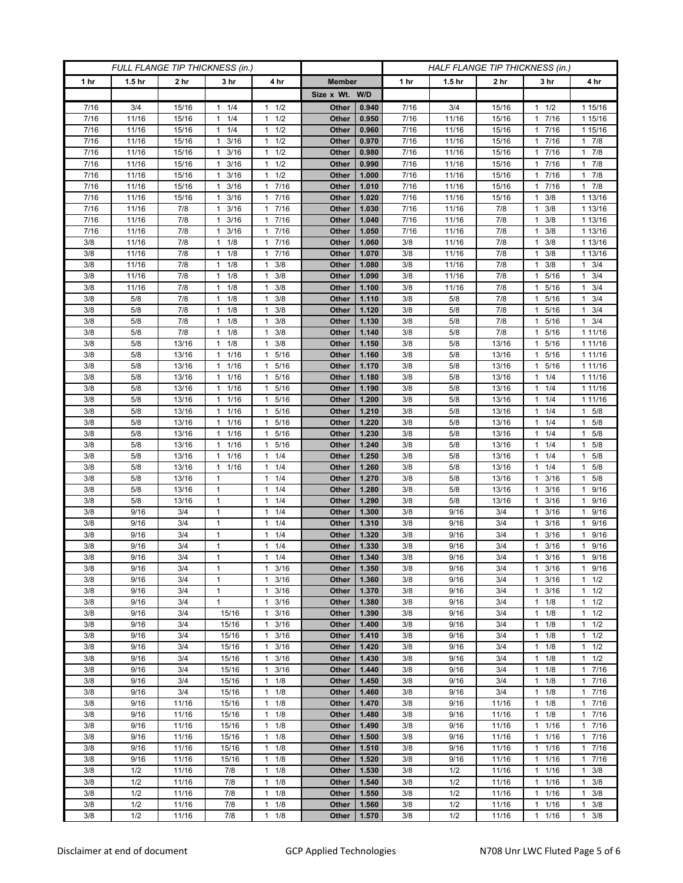| FULL FLANGE TIP THICKNESS (in.) | | | | | | | HALF FLANGE TIP THICKNESS (in.) | | | | |
|---|---|---|---|---|---|---|---|---|---|---|---|
| 1 hr | 1.5 hr | 2 hr | 3 hr | 4 hr | Member | | 1 hr | 1.5 hr | 2 hr | 3 hr | 4 hr |
| | | | | | Size x Wt. | W/D | | | | | |
| 7/16 | 3/4 | 15/16 | 1 1/4 | 1 1/2 | Other | 0.940 | 7/16 | 3/4 | 15/16 | 1 1/2 | 1 15/16 |
| 7/16 | 11/16 | 15/16 | 1 1/4 | 1 1/2 | Other | 0.950 | 7/16 | 11/16 | 15/16 | 1 7/16 | 1 15/16 |
| 7/16 | 11/16 | 15/16 | 1 1/4 | 1 1/2 | Other | 0.960 | 7/16 | 11/16 | 15/16 | 1 7/16 | 1 15/16 |
| 7/16 | 11/16 | 15/16 | 1 3/16 | 1 1/2 | Other | 0.970 | 7/16 | 11/16 | 15/16 | 1 7/16 | 1 7/8 |
| 7/16 | 11/16 | 15/16 | 1 3/16 | 1 1/2 | Other | 0.980 | 7/16 | 11/16 | 15/16 | 1 7/16 | 1 7/8 |
| 7/16 | 11/16 | 15/16 | 1 3/16 | 1 1/2 | Other | 0.990 | 7/16 | 11/16 | 15/16 | 1 7/16 | 1 7/8 |
| 7/16 | 11/16 | 15/16 | 1 3/16 | 1 1/2 | Other | 1.000 | 7/16 | 11/16 | 15/16 | 1 7/16 | 1 7/8 |
| 7/16 | 11/16 | 15/16 | 1 3/16 | 1 7/16 | Other | 1.010 | 7/16 | 11/16 | 15/16 | 1 7/16 | 1 7/8 |
| 7/16 | 11/16 | 15/16 | 1 3/16 | 1 7/16 | Other | 1.020 | 7/16 | 11/16 | 15/16 | 1 3/8 | 1 13/16 |
| 7/16 | 11/16 | 7/8 | 1 3/16 | 1 7/16 | Other | 1.030 | 7/16 | 11/16 | 7/8 | 1 3/8 | 1 13/16 |
| 7/16 | 11/16 | 7/8 | 1 3/16 | 1 7/16 | Other | 1.040 | 7/16 | 11/16 | 7/8 | 1 3/8 | 1 13/16 |
| 7/16 | 11/16 | 7/8 | 1 3/16 | 1 7/16 | Other | 1.050 | 7/16 | 11/16 | 7/8 | 1 3/8 | 1 13/16 |
| 3/8 | 11/16 | 7/8 | 1 1/8 | 1 7/16 | Other | 1.060 | 3/8 | 11/16 | 7/8 | 1 3/8 | 1 13/16 |
| 3/8 | 11/16 | 7/8 | 1 1/8 | 1 7/16 | Other | 1.070 | 3/8 | 11/16 | 7/8 | 1 3/8 | 1 13/16 |
| 3/8 | 11/16 | 7/8 | 1 1/8 | 1 3/8 | Other | 1.080 | 3/8 | 11/16 | 7/8 | 1 3/8 | 1 3/4 |
| 3/8 | 11/16 | 7/8 | 1 1/8 | 1 3/8 | Other | 1.090 | 3/8 | 11/16 | 7/8 | 1 5/16 | 1 3/4 |
| 3/8 | 11/16 | 7/8 | 1 1/8 | 1 3/8 | Other | 1.100 | 3/8 | 11/16 | 7/8 | 1 5/16 | 1 3/4 |
| 3/8 | 5/8 | 7/8 | 1 1/8 | 1 3/8 | Other | 1.110 | 3/8 | 5/8 | 7/8 | 1 5/16 | 1 3/4 |
| 3/8 | 5/8 | 7/8 | 1 1/8 | 1 3/8 | Other | 1.120 | 3/8 | 5/8 | 7/8 | 1 5/16 | 1 3/4 |
| 3/8 | 5/8 | 7/8 | 1 1/8 | 1 3/8 | Other | 1.130 | 3/8 | 5/8 | 7/8 | 1 5/16 | 1 3/4 |
| 3/8 | 5/8 | 7/8 | 1 1/8 | 1 3/8 | Other | 1.140 | 3/8 | 5/8 | 7/8 | 1 5/16 | 1 11/16 |
| 3/8 | 5/8 | 13/16 | 1 1/8 | 1 3/8 | Other | 1.150 | 3/8 | 5/8 | 13/16 | 1 5/16 | 1 11/16 |
| 3/8 | 5/8 | 13/16 | 1 1/16 | 1 5/16 | Other | 1.160 | 3/8 | 5/8 | 13/16 | 1 5/16 | 1 11/16 |
| 3/8 | 5/8 | 13/16 | 1 1/16 | 1 5/16 | Other | 1.170 | 3/8 | 5/8 | 13/16 | 1 5/16 | 1 11/16 |
| 3/8 | 5/8 | 13/16 | 1 1/16 | 1 5/16 | Other | 1.180 | 3/8 | 5/8 | 13/16 | 1 1/4 | 1 11/16 |
| 3/8 | 5/8 | 13/16 | 1 1/16 | 1 5/16 | Other | 1.190 | 3/8 | 5/8 | 13/16 | 1 1/4 | 1 11/16 |
| 3/8 | 5/8 | 13/16 | 1 1/16 | 1 5/16 | Other | 1.200 | 3/8 | 5/8 | 13/16 | 1 1/4 | 1 11/16 |
| 3/8 | 5/8 | 13/16 | 1 1/16 | 1 5/16 | Other | 1.210 | 3/8 | 5/8 | 13/16 | 1 1/4 | 1 5/8 |
| 3/8 | 5/8 | 13/16 | 1 1/16 | 1 5/16 | Other | 1.220 | 3/8 | 5/8 | 13/16 | 1 1/4 | 1 5/8 |
| 3/8 | 5/8 | 13/16 | 1 1/16 | 1 5/16 | Other | 1.230 | 3/8 | 5/8 | 13/16 | 1 1/4 | 1 5/8 |
| 3/8 | 5/8 | 13/16 | 1 1/16 | 1 5/16 | Other | 1.240 | 3/8 | 5/8 | 13/16 | 1 1/4 | 1 5/8 |
| 3/8 | 5/8 | 13/16 | 1 1/16 | 1 1/4 | Other | 1.250 | 3/8 | 5/8 | 13/16 | 1 1/4 | 1 5/8 |
| 3/8 | 5/8 | 13/16 | 1 1/16 | 1 1/4 | Other | 1.260 | 3/8 | 5/8 | 13/16 | 1 1/4 | 1 5/8 |
| 3/8 | 5/8 | 13/16 | 1 | 1 1/4 | Other | 1.270 | 3/8 | 5/8 | 13/16 | 1 3/16 | 1 5/8 |
| 3/8 | 5/8 | 13/16 | 1 | 1 1/4 | Other | 1.280 | 3/8 | 5/8 | 13/16 | 1 3/16 | 1 9/16 |
| 3/8 | 5/8 | 13/16 | 1 | 1 1/4 | Other | 1.290 | 3/8 | 5/8 | 13/16 | 1 3/16 | 1 9/16 |
| 3/8 | 9/16 | 3/4 | 1 | 1 1/4 | Other | 1.300 | 3/8 | 9/16 | 3/4 | 1 3/16 | 1 9/16 |
| 3/8 | 9/16 | 3/4 | 1 | 1 1/4 | Other | 1.310 | 3/8 | 9/16 | 3/4 | 1 3/16 | 1 9/16 |
| 3/8 | 9/16 | 3/4 | 1 | 1 1/4 | Other | 1.320 | 3/8 | 9/16 | 3/4 | 1 3/16 | 1 9/16 |
| 3/8 | 9/16 | 3/4 | 1 | 1 1/4 | Other | 1.330 | 3/8 | 9/16 | 3/4 | 1 3/16 | 1 9/16 |
| 3/8 | 9/16 | 3/4 | 1 | 1 1/4 | Other | 1.340 | 3/8 | 9/16 | 3/4 | 1 3/16 | 1 9/16 |
| 3/8 | 9/16 | 3/4 | 1 | 1 3/16 | Other | 1.350 | 3/8 | 9/16 | 3/4 | 1 3/16 | 1 9/16 |
| 3/8 | 9/16 | 3/4 | 1 | 1 3/16 | Other | 1.360 | 3/8 | 9/16 | 3/4 | 1 3/16 | 1 1/2 |
| 3/8 | 9/16 | 3/4 | 1 | 1 3/16 | Other | 1.370 | 3/8 | 9/16 | 3/4 | 1 3/16 | 1 1/2 |
| 3/8 | 9/16 | 3/4 | 1 | 1 3/16 | Other | 1.380 | 3/8 | 9/16 | 3/4 | 1 1/8 | 1 1/2 |
| 3/8 | 9/16 | 3/4 | 15/16 | 1 3/16 | Other | 1.390 | 3/8 | 9/16 | 3/4 | 1 1/8 | 1 1/2 |
| 3/8 | 9/16 | 3/4 | 15/16 | 1 3/16 | Other | 1.400 | 3/8 | 9/16 | 3/4 | 1 1/8 | 1 1/2 |
| 3/8 | 9/16 | 3/4 | 15/16 | 1 3/16 | Other | 1.410 | 3/8 | 9/16 | 3/4 | 1 1/8 | 1 1/2 |
| 3/8 | 9/16 | 3/4 | 15/16 | 1 3/16 | Other | 1.420 | 3/8 | 9/16 | 3/4 | 1 1/8 | 1 1/2 |
| 3/8 | 9/16 | 3/4 | 15/16 | 1 3/16 | Other | 1.430 | 3/8 | 9/16 | 3/4 | 1 1/8 | 1 1/2 |
| 3/8 | 9/16 | 3/4 | 15/16 | 1 3/16 | Other | 1.440 | 3/8 | 9/16 | 3/4 | 1 1/8 | 1 7/16 |
| 3/8 | 9/16 | 3/4 | 15/16 | 1 1/8 | Other | 1.450 | 3/8 | 9/16 | 3/4 | 1 1/8 | 1 7/16 |
| 3/8 | 9/16 | 3/4 | 15/16 | 1 1/8 | Other | 1.460 | 3/8 | 9/16 | 3/4 | 1 1/8 | 1 7/16 |
| 3/8 | 9/16 | 11/16 | 15/16 | 1 1/8 | Other | 1.470 | 3/8 | 9/16 | 11/16 | 1 1/8 | 1 7/16 |
| 3/8 | 9/16 | 11/16 | 15/16 | 1 1/8 | Other | 1.480 | 3/8 | 9/16 | 11/16 | 1 1/8 | 1 7/16 |
| 3/8 | 9/16 | 11/16 | 15/16 | 1 1/8 | Other | 1.490 | 3/8 | 9/16 | 11/16 | 1 1/16 | 1 7/16 |
| 3/8 | 9/16 | 11/16 | 15/16 | 1 1/8 | Other | 1.500 | 3/8 | 9/16 | 11/16 | 1 1/16 | 1 7/16 |
| 3/8 | 9/16 | 11/16 | 15/16 | 1 1/8 | Other | 1.510 | 3/8 | 9/16 | 11/16 | 1 1/16 | 1 7/16 |
| 3/8 | 9/16 | 11/16 | 15/16 | 1 1/8 | Other | 1.520 | 3/8 | 9/16 | 11/16 | 1 1/16 | 1 7/16 |
| 3/8 | 1/2 | 11/16 | 7/8 | 1 1/8 | Other | 1.530 | 3/8 | 1/2 | 11/16 | 1 1/16 | 1 3/8 |
| 3/8 | 1/2 | 11/16 | 7/8 | 1 1/8 | Other | 1.540 | 3/8 | 1/2 | 11/16 | 1 1/16 | 1 3/8 |
| 3/8 | 1/2 | 11/16 | 7/8 | 1 1/8 | Other | 1.550 | 3/8 | 1/2 | 11/16 | 1 1/16 | 1 3/8 |
| 3/8 | 1/2 | 11/16 | 7/8 | 1 1/8 | Other | 1.560 | 3/8 | 1/2 | 11/16 | 1 1/16 | 1 3/8 |
| 3/8 | 1/2 | 11/16 | 7/8 | 1 1/8 | Other | 1.570 | 3/8 | 1/2 | 11/16 | 1 1/16 | 1 3/8 |

Disclaimer at end of document GCP Applied Technologies N708 Unr LWC Fluted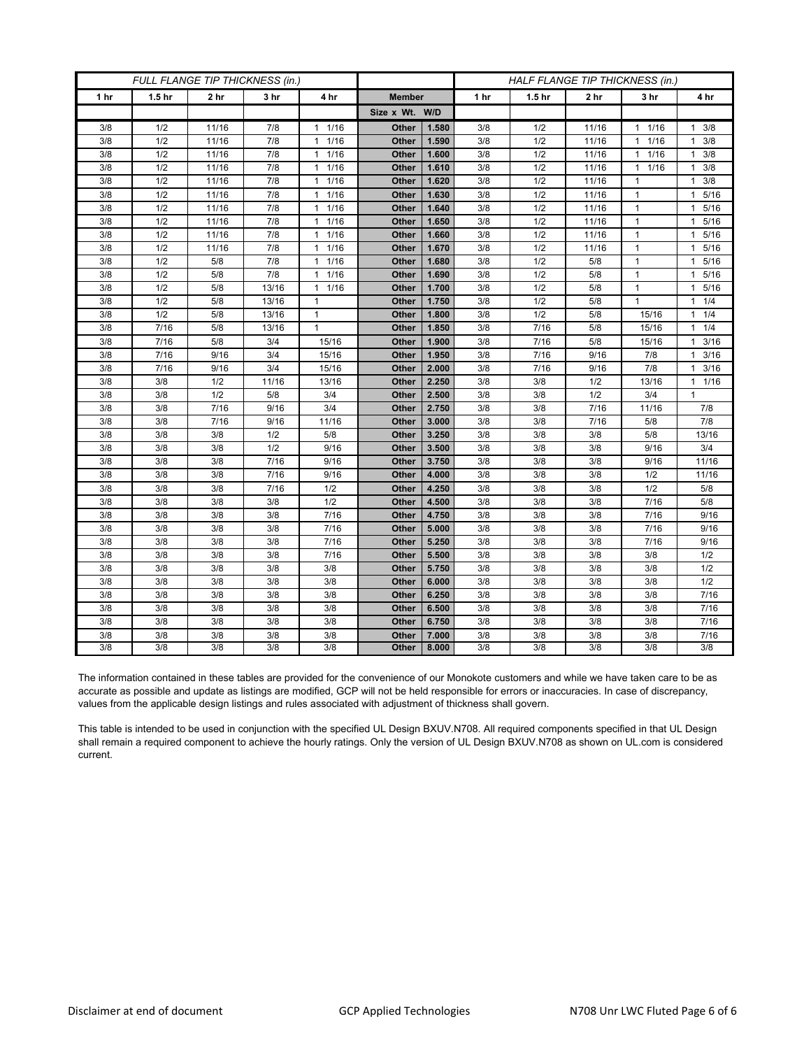| FULL FLANGE TIP THICKNESS (in.) | | | | | | | HALF FLANGE TIP THICKNESS (in.) | | | | |
|---|---|---|---|---|---|---|---|---|---|---|---|
| 1 hr | 1.5 hr | 2 hr | 3 hr | 4 hr | Member | | 1 hr | 1.5 hr | 2 hr | 3 hr | 4 hr |
| | | | | | Size x Wt. | W/D | | | | | |
| 3/8 | 1/2 | 11/16 | 7/8 | 1 1/16 | Other | 1.580 | 3/8 | 1/2 | 11/16 | 1 1/16 | 1 3/8 |
| 3/8 | 1/2 | 11/16 | 7/8 | 1 1/16 | Other | 1.590 | 3/8 | 1/2 | 11/16 | 1 1/16 | 1 3/8 |
| 3/8 | 1/2 | 11/16 | 7/8 | 1 1/16 | Other | 1.600 | 3/8 | 1/2 | 11/16 | 1 1/16 | 1 3/8 |
| 3/8 | 1/2 | 11/16 | 7/8 | 1 1/16 | Other | 1.610 | 3/8 | 1/2 | 11/16 | 1 1/16 | 1 3/8 |
| 3/8 | 1/2 | 11/16 | 7/8 | 1 1/16 | Other | 1.620 | 3/8 | 1/2 | 11/16 | 1 | 1 3/8 |
| 3/8 | 1/2 | 11/16 | 7/8 | 1 1/16 | Other | 1.630 | 3/8 | 1/2 | 11/16 | 1 | 1 5/16 |
| 3/8 | 1/2 | 11/16 | 7/8 | 1 1/16 | Other | 1.640 | 3/8 | 1/2 | 11/16 | 1 | 1 5/16 |
| 3/8 | 1/2 | 11/16 | 7/8 | 1 1/16 | Other | 1.650 | 3/8 | 1/2 | 11/16 | 1 | 1 5/16 |
| 3/8 | 1/2 | 11/16 | 7/8 | 1 1/16 | Other | 1.660 | 3/8 | 1/2 | 11/16 | 1 | 1 5/16 |
| 3/8 | 1/2 | 11/16 | 7/8 | 1 1/16 | Other | 1.670 | 3/8 | 1/2 | 11/16 | 1 | 1 5/16 |
| 3/8 | 1/2 | 5/8 | 7/8 | 1 1/16 | Other | 1.680 | 3/8 | 1/2 | 5/8 | 1 | 1 5/16 |
| 3/8 | 1/2 | 5/8 | 7/8 | 1 1/16 | Other | 1.690 | 3/8 | 1/2 | 5/8 | 1 | 1 5/16 |
| 3/8 | 1/2 | 5/8 | 13/16 | 1 1/16 | Other | 1.700 | 3/8 | 1/2 | 5/8 | 1 | 1 5/16 |
| 3/8 | 1/2 | 5/8 | 13/16 | 1 | Other | 1.750 | 3/8 | 1/2 | 5/8 | 1 | 1 1/4 |
| 3/8 | 1/2 | 5/8 | 13/16 | 1 | Other | 1.800 | 3/8 | 1/2 | 5/8 | 15/16 | 1 1/4 |
| 3/8 | 7/16 | 5/8 | 13/16 | 1 | Other | 1.850 | 3/8 | 7/16 | 5/8 | 15/16 | 1 1/4 |
| 3/8 | 7/16 | 5/8 | 3/4 | 15/16 | Other | 1.900 | 3/8 | 7/16 | 5/8 | 15/16 | 1 3/16 |
| 3/8 | 7/16 | 9/16 | 3/4 | 15/16 | Other | 1.950 | 3/8 | 7/16 | 9/16 | 7/8 | 1 3/16 |
| 3/8 | 7/16 | 9/16 | 3/4 | 15/16 | Other | 2.000 | 3/8 | 7/16 | 9/16 | 7/8 | 1 3/16 |
| 3/8 | 3/8 | 1/2 | 11/16 | 13/16 | Other | 2.250 | 3/8 | 3/8 | 1/2 | 13/16 | 1 1/16 |
| 3/8 | 3/8 | 1/2 | 5/8 | 3/4 | Other | 2.500 | 3/8 | 3/8 | 1/2 | 3/4 | 1 |
| 3/8 | 3/8 | 7/16 | 9/16 | 3/4 | Other | 2.750 | 3/8 | 3/8 | 7/16 | 11/16 | 7/8 |
| 3/8 | 3/8 | 7/16 | 9/16 | 11/16 | Other | 3.000 | 3/8 | 3/8 | 7/16 | 5/8 | 7/8 |
| 3/8 | 3/8 | 3/8 | 1/2 | 5/8 | Other | 3.250 | 3/8 | 3/8 | 3/8 | 5/8 | 13/16 |
| 3/8 | 3/8 | 3/8 | 1/2 | 9/16 | Other | 3.500 | 3/8 | 3/8 | 3/8 | 9/16 | 3/4 |
| 3/8 | 3/8 | 3/8 | 7/16 | 9/16 | Other | 3.750 | 3/8 | 3/8 | 3/8 | 9/16 | 11/16 |
| 3/8 | 3/8 | 3/8 | 7/16 | 9/16 | Other | 4.000 | 3/8 | 3/8 | 3/8 | 1/2 | 11/16 |
| 3/8 | 3/8 | 3/8 | 7/16 | 1/2 | Other | 4.250 | 3/8 | 3/8 | 3/8 | 1/2 | 5/8 |
| 3/8 | 3/8 | 3/8 | 3/8 | 1/2 | Other | 4.500 | 3/8 | 3/8 | 3/8 | 7/16 | 5/8 |
| 3/8 | 3/8 | 3/8 | 3/8 | 7/16 | Other | 4.750 | 3/8 | 3/8 | 3/8 | 7/16 | 9/16 |
| 3/8 | 3/8 | 3/8 | 3/8 | 7/16 | Other | 5.000 | 3/8 | 3/8 | 3/8 | 7/16 | 9/16 |
| 3/8 | 3/8 | 3/8 | 3/8 | 7/16 | Other | 5.250 | 3/8 | 3/8 | 3/8 | 7/16 | 9/16 |
| 3/8 | 3/8 | 3/8 | 3/8 | 7/16 | Other | 5.500 | 3/8 | 3/8 | 3/8 | 3/8 | 1/2 |
| 3/8 | 3/8 | 3/8 | 3/8 | 3/8 | Other | 5.750 | 3/8 | 3/8 | 3/8 | 3/8 | 1/2 |
| 3/8 | 3/8 | 3/8 | 3/8 | 3/8 | Other | 6.000 | 3/8 | 3/8 | 3/8 | 3/8 | 1/2 |
| 3/8 | 3/8 | 3/8 | 3/8 | 3/8 | Other | 6.250 | 3/8 | 3/8 | 3/8 | 3/8 | 7/16 |
| 3/8 | 3/8 | 3/8 | 3/8 | 3/8 | Other | 6.500 | 3/8 | 3/8 | 3/8 | 3/8 | 7/16 |
| 3/8 | 3/8 | 3/8 | 3/8 | 3/8 | Other | 6.750 | 3/8 | 3/8 | 3/8 | 3/8 | 7/16 |
| 3/8 | 3/8 | 3/8 | 3/8 | 3/8 | Other | 7.000 | 3/8 | 3/8 | 3/8 | 3/8 | 7/16 |
| 3/8 | 3/8 | 3/8 | 3/8 | 3/8 | Other | 8.000 | 3/8 | 3/8 | 3/8 | 3/8 | 3/8 |

The information contained in these tables are provided for the convenience of our Monokote customers and while we have taken care to be as accurate as possible and update as listings are modified, GCP will not be held responsible for errors or inaccuracies. In case of discrepancy, values from the applicable design listings and rules associated with adjustment of thickness shall govern.

This table is intended to be used in conjunction with the specified UL Design BXUV.N708. All required components specified in that UL Design shall remain a required component to achieve the hourly ratings. Only the version of UL Design BXUV.N708 as shown on UL.com is considered current.